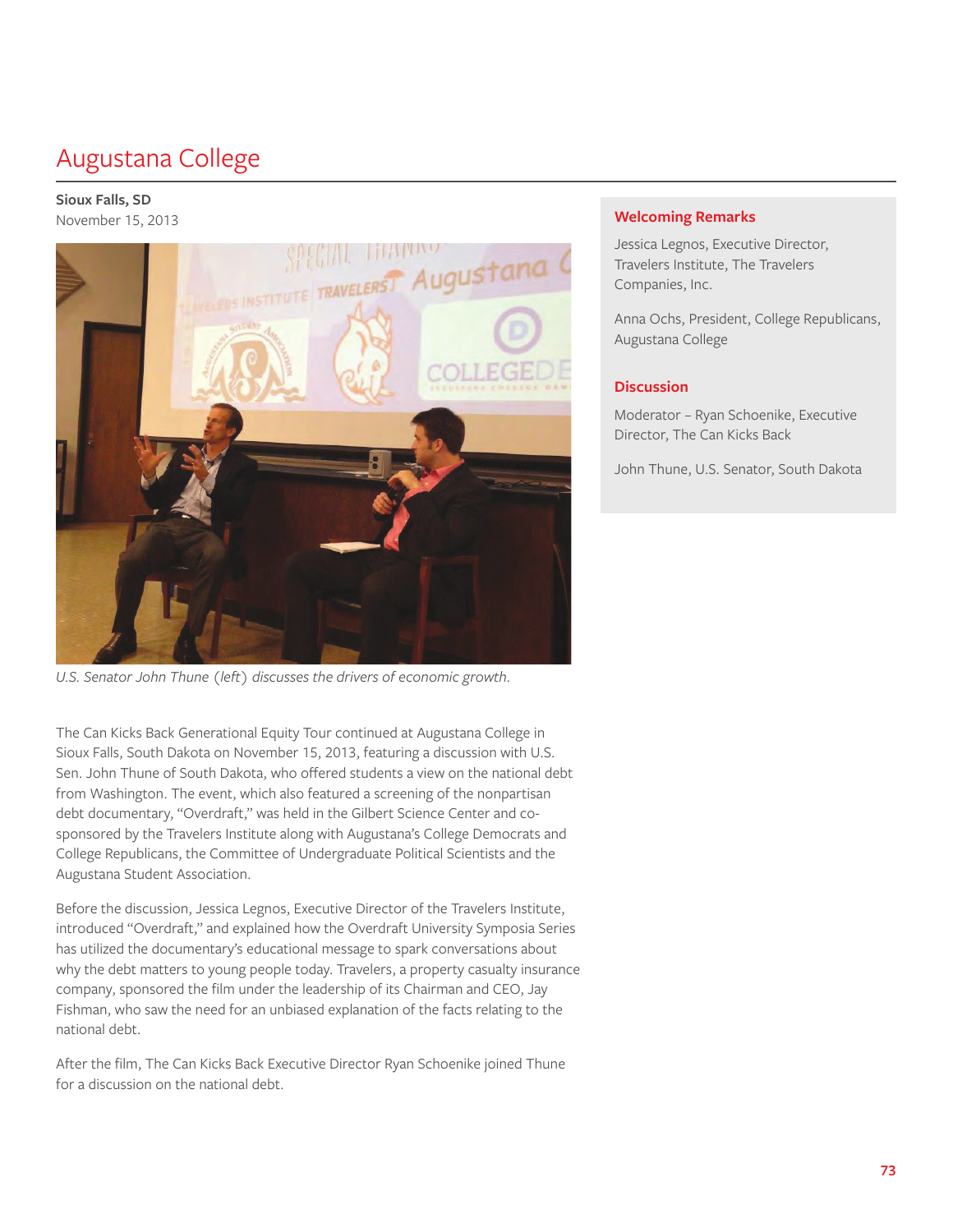# Augustana College

**Sioux Falls, SD**
November 15, 2013

*U.S. Senator John Thune (left) discusses the drivers of economic growth.*

The Can Kicks Back Generational Equity Tour continued at Augustana College in Sioux Falls, South Dakota on November 15, 2013, featuring a discussion with U.S. Sen. John Thune of South Dakota, who offered students a view on the national debt from Washington. The event, which also featured a screening of the nonpartisan debt documentary, "Overdraft," was held in the Gilbert Science Center and co-sponsored by the Travelers Institute along with Augustana's College Democrats and College Republicans, the Committee of Undergraduate Political Scientists and the Augustana Student Association.

Before the discussion, Jessica Legnos, Executive Director of the Travelers Institute, introduced "Overdraft," and explained how the Overdraft University Symposia Series has utilized the documentary's educational message to spark conversations about why the debt matters to young people today. Travelers, a property casualty insurance company, sponsored the film under the leadership of its Chairman and CEO, Jay Fishman, who saw the need for an unbiased explanation of the facts relating to the national debt.

After the film, The Can Kicks Back Executive Director Ryan Schoenike joined Thune for a discussion on the national debt.

### Welcoming Remarks

Jessica Legnos, Executive Director, Travelers Institute, The Travelers Companies, Inc.

Anna Ochs, President, College Republicans, Augustana College

### Discussion

Moderator – Ryan Schoenike, Executive Director, The Can Kicks Back

John Thune, U.S. Senator, South Dakota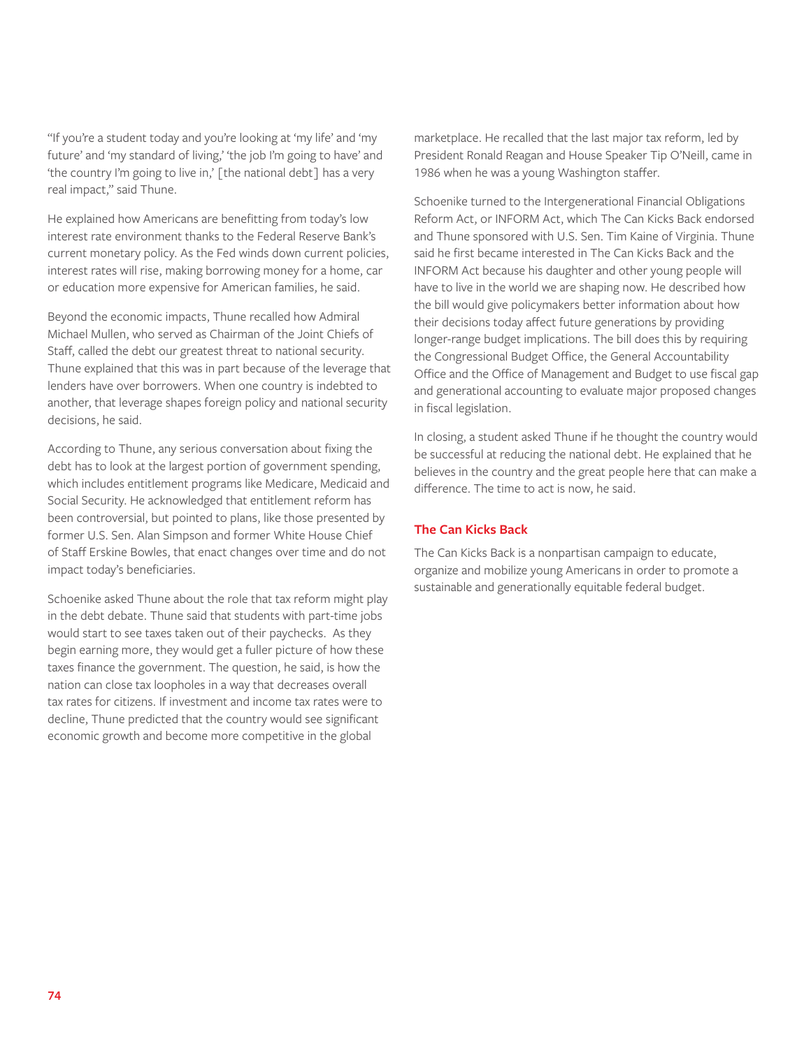"If you're a student today and you're looking at 'my life' and 'my future' and 'my standard of living,' 'the job I'm going to have' and 'the country I'm going to live in,' [the national debt] has a very real impact," said Thune.

He explained how Americans are benefitting from today's low interest rate environment thanks to the Federal Reserve Bank's current monetary policy. As the Fed winds down current policies, interest rates will rise, making borrowing money for a home, car or education more expensive for American families, he said.

Beyond the economic impacts, Thune recalled how Admiral Michael Mullen, who served as Chairman of the Joint Chiefs of Staff, called the debt our greatest threat to national security. Thune explained that this was in part because of the leverage that lenders have over borrowers. When one country is indebted to another, that leverage shapes foreign policy and national security decisions, he said.

According to Thune, any serious conversation about fixing the debt has to look at the largest portion of government spending, which includes entitlement programs like Medicare, Medicaid and Social Security. He acknowledged that entitlement reform has been controversial, but pointed to plans, like those presented by former U.S. Sen. Alan Simpson and former White House Chief of Staff Erskine Bowles, that enact changes over time and do not impact today's beneficiaries.

Schoenike asked Thune about the role that tax reform might play in the debt debate. Thune said that students with part-time jobs would start to see taxes taken out of their paychecks. As they begin earning more, they would get a fuller picture of how these taxes finance the government. The question, he said, is how the nation can close tax loopholes in a way that decreases overall tax rates for citizens. If investment and income tax rates were to decline, Thune predicted that the country would see significant economic growth and become more competitive in the global marketplace. He recalled that the last major tax reform, led by President Ronald Reagan and House Speaker Tip O'Neill, came in 1986 when he was a young Washington staffer.

Schoenike turned to the Intergenerational Financial Obligations Reform Act, or INFORM Act, which The Can Kicks Back endorsed and Thune sponsored with U.S. Sen. Tim Kaine of Virginia. Thune said he first became interested in The Can Kicks Back and the INFORM Act because his daughter and other young people will have to live in the world we are shaping now. He described how the bill would give policymakers better information about how their decisions today affect future generations by providing longer-range budget implications. The bill does this by requiring the Congressional Budget Office, the General Accountability Office and the Office of Management and Budget to use fiscal gap and generational accounting to evaluate major proposed changes in fiscal legislation.

In closing, a student asked Thune if he thought the country would be successful at reducing the national debt. He explained that he believes in the country and the great people here that can make a difference. The time to act is now, he said.

### The Can Kicks Back

The Can Kicks Back is a nonpartisan campaign to educate, organize and mobilize young Americans in order to promote a sustainable and generationally equitable federal budget.